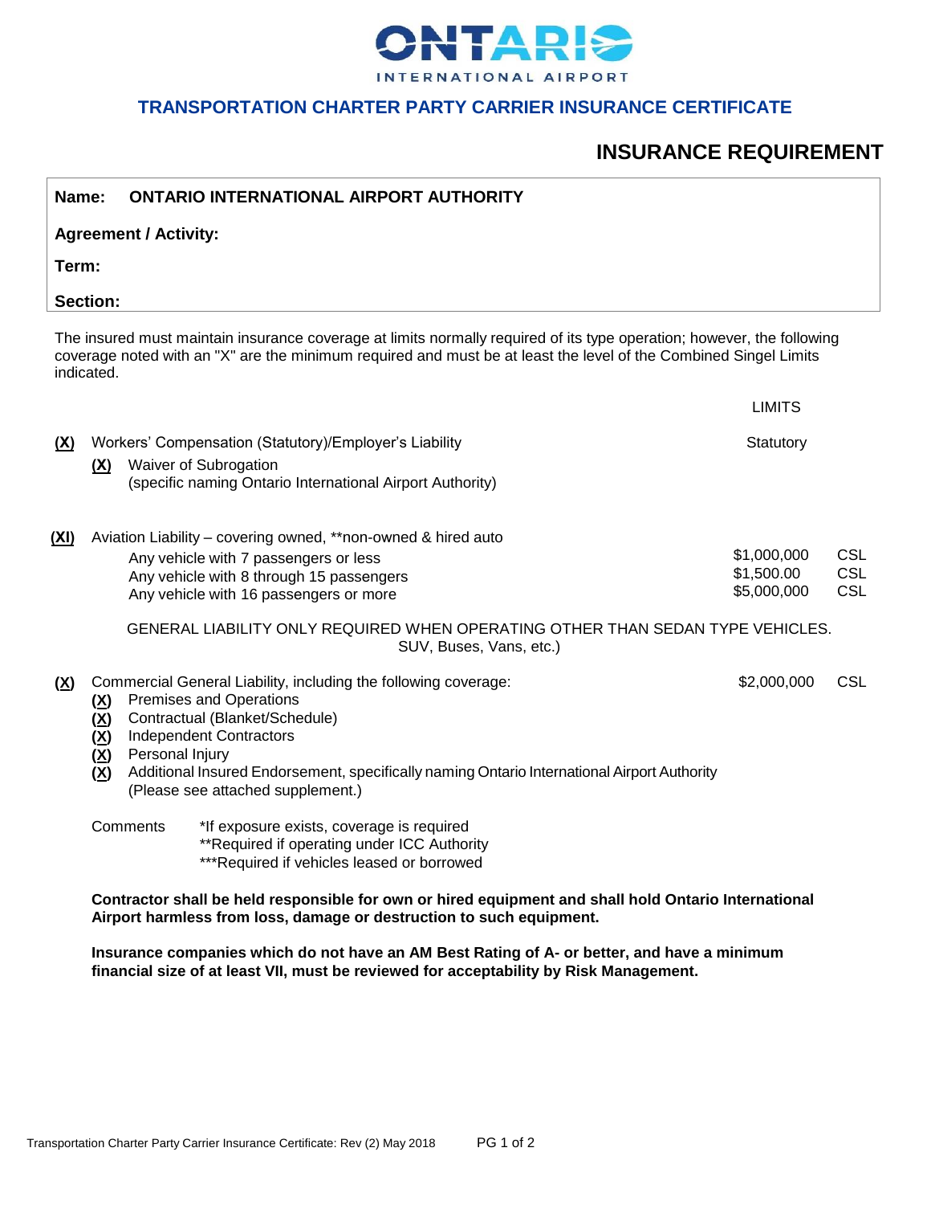# ONTARIO INTERNATIONAL AIRPORT

## TRANSPORTATION CHARTER PARTY CARRIER INSURANCE CERTIFICATE

## INSURANCE REQUIREMENT

**Name:** **ONTARIO INTERNATIONAL AIRPORT AUTHORITY**

**Agreement / Activity:**

**Term:**

**Section:**

The insured must maintain insurance coverage at limits normally required of its type operation; however, the following coverage noted with an "X" are the minimum required and must be at least the level of the Combined Singel Limits indicated.

| | | LIMITS | |
|---|---|---|---|
| **(X)** | Workers' Compensation (Statutory)/Employer's Liability | Statutory | |
| | **(X)** Waiver of Subrogation (specific naming Ontario International Airport Authority) | | |
| **(XI)** | Aviation Liability – covering owned, **non-owned & hired auto | | |
| | Any vehicle with 7 passengers or less | $1,000,000 | CSL |
| | Any vehicle with 8 through 15 passengers | $1,500.00 | CSL |
| | Any vehicle with 16 passengers or more | $5,000,000 | CSL |

GENERAL LIABILITY ONLY REQUIRED WHEN OPERATING OTHER THAN SEDAN TYPE VEHICLES. SUV, Buses, Vans, etc.)

| | | | |
|---|---|---|---|
| **(X)** | Commercial General Liability, including the following coverage: | $2,000,000 | CSL |

- **(X)** Premises and Operations
- **(X)** Contractual (Blanket/Schedule)
- **(X)** Independent Contractors
- **(X)** Personal Injury
- **(X)** Additional Insured Endorsement, specifically naming Ontario International Airport Authority (Please see attached supplement.)

Comments
- *If exposure exists, coverage is required
- **Required if operating under ICC Authority
- ***Required if vehicles leased or borrowed

**Contractor shall be held responsible for own or hired equipment and shall hold Ontario International Airport harmless from loss, damage or destruction to such equipment.**

**Insurance companies which do not have an AM Best Rating of A- or better, and have a minimum financial size of at least VII, must be reviewed for acceptability by Risk Management.**

Transportation Charter Party Carrier Insurance Certificate: Rev (2) May 2018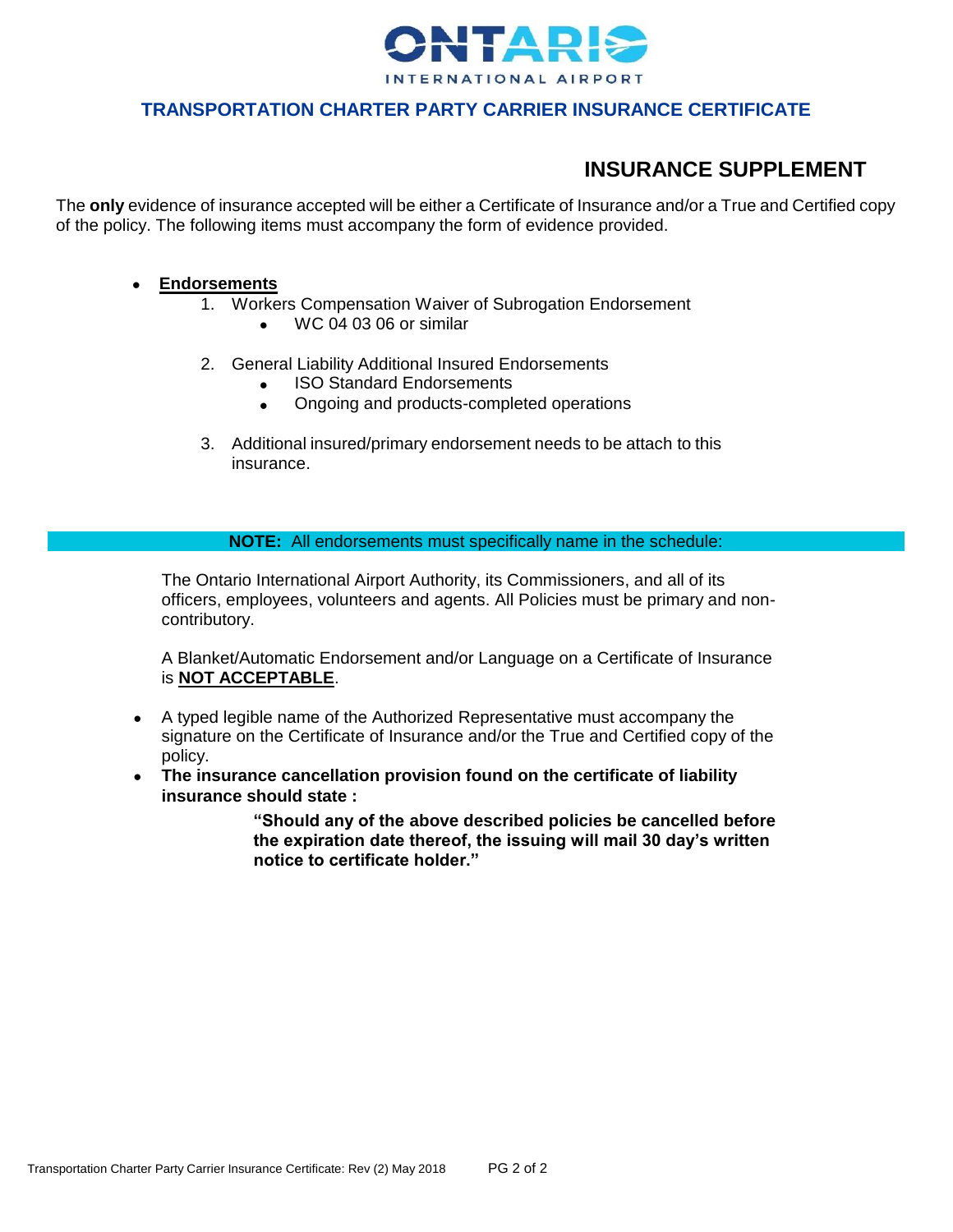ONTARIO INTERNATIONAL AIRPORT

## TRANSPORTATION CHARTER PARTY CARRIER INSURANCE CERTIFICATE

# INSURANCE SUPPLEMENT

The **only** evidence of insurance accepted will be either a Certificate of Insurance and/or a True and Certified copy of the policy. The following items must accompany the form of evidence provided.

- **Endorsements**
  1. Workers Compensation Waiver of Subrogation Endorsement
     - WC 04 03 06 or similar
  2. General Liability Additional Insured Endorsements
     - ISO Standard Endorsements
     - Ongoing and products-completed operations
  3. Additional insured/primary endorsement needs to be attach to this insurance.

**NOTE:** All endorsements must specifically name in the schedule:

The Ontario International Airport Authority, its Commissioners, and all of its officers, employees, volunteers and agents. All Policies must be primary and non-contributory.

A Blanket/Automatic Endorsement and/or Language on a Certificate of Insurance is **NOT ACCEPTABLE**.

- A typed legible name of the Authorized Representative must accompany the signature on the Certificate of Insurance and/or the True and Certified copy of the policy.
- **The insurance cancellation provision found on the certificate of liability insurance should state :**

  **"Should any of the above described policies be cancelled before the expiration date thereof, the issuing will mail 30 day's written notice to certificate holder."**

Transportation Charter Party Carrier Insurance Certificate: Rev (2) May 2018